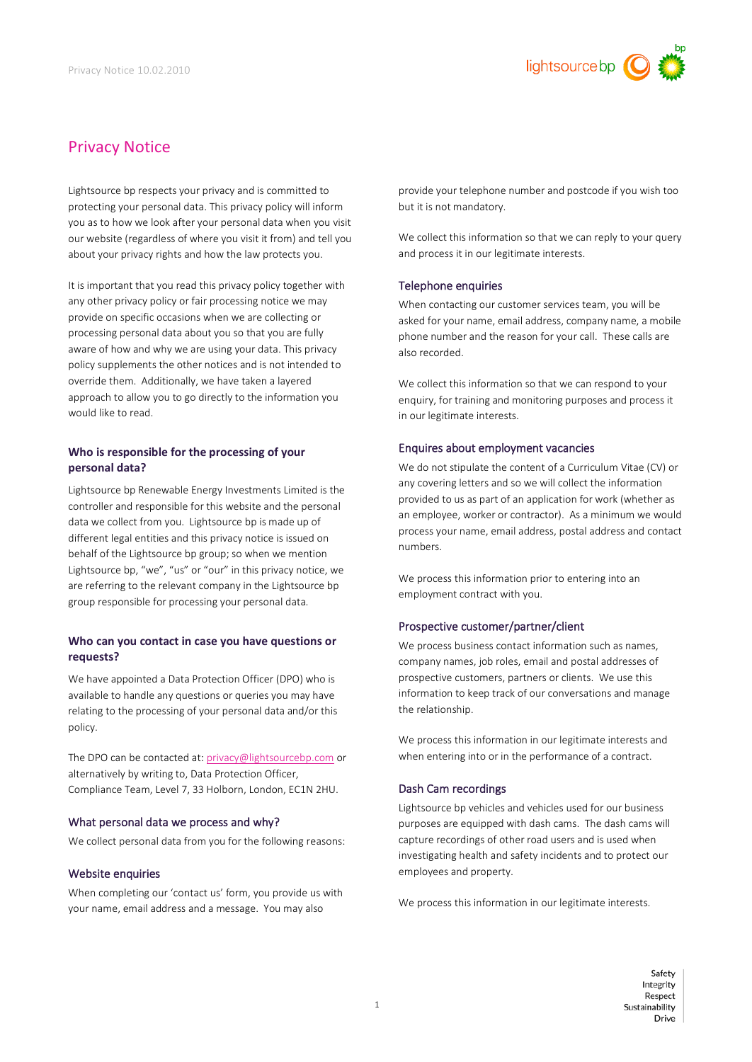# Privacy Notice

Lightsource bp respects your privacy and is committed to protecting your personal data. This privacy policy will inform you as to how we look after your personal data when you visit our website (regardless of where you visit it from) and tell you about your privacy rights and how the law protects you.

It is important that you read this privacy policy together with any other privacy policy or fair processing notice we may provide on specific occasions when we are collecting or processing personal data about you so that you are fully aware of how and why we are using your data. This privacy policy supplements the other notices and is not intended to override them. Additionally, we have taken a layered approach to allow you to go directly to the information you would like to read.

### Who is responsible for the processing of your personal data?

Lightsource bp Renewable Energy Investments Limited is the controller and responsible for this website and the personal data we collect from you. Lightsource bp is made up of different legal entities and this privacy notice is issued on behalf of the Lightsource bp group; so when we mention Lightsource bp, "we", "us" or "our" in this privacy notice, we are referring to the relevant company in the Lightsource bp group responsible for processing your personal data.

### Who can you contact in case you have questions or requests?

We have appointed a Data Protection Officer (DPO) who is available to handle any questions or queries you may have relating to the processing of your personal data and/or this policy.

The DPO can be contacted at: privacy@lightsourcebp.com or alternatively by writing to, Data Protection Officer, Compliance Team, Level 7, 33 Holborn, London, EC1N 2HU.

## What personal data we process and why?

We collect personal data from you for the following reasons:

### Website enquiries

When completing our 'contact us' form, you provide us with your name, email address and a message. You may also provide your telephone number and postcode if you wish too but it is not mandatory.

We collect this information so that we can reply to your query and process it in our legitimate interests.

### Telephone enquiries

When contacting our customer services team, you will be asked for your name, email address, company name, a mobile phone number and the reason for your call. These calls are also recorded.

We collect this information so that we can respond to your enquiry, for training and monitoring purposes and process it in our legitimate interests.

### Enquires about employment vacancies

We do not stipulate the content of a Curriculum Vitae (CV) or any covering letters and so we will collect the information provided to us as part of an application for work (whether as an employee, worker or contractor). As a minimum we would process your name, email address, postal address and contact numbers.

We process this information prior to entering into an employment contract with you.

### Prospective customer/partner/client

We process business contact information such as names, company names, job roles, email and postal addresses of prospective customers, partners or clients. We use this information to keep track of our conversations and manage the relationship.

We process this information in our legitimate interests and when entering into or in the performance of a contract.

### Dash Cam recordings

Lightsource bp vehicles and vehicles used for our business purposes are equipped with dash cams. The dash cams will capture recordings of other road users and is used when investigating health and safety incidents and to protect our employees and property.

We process this information in our legitimate interests.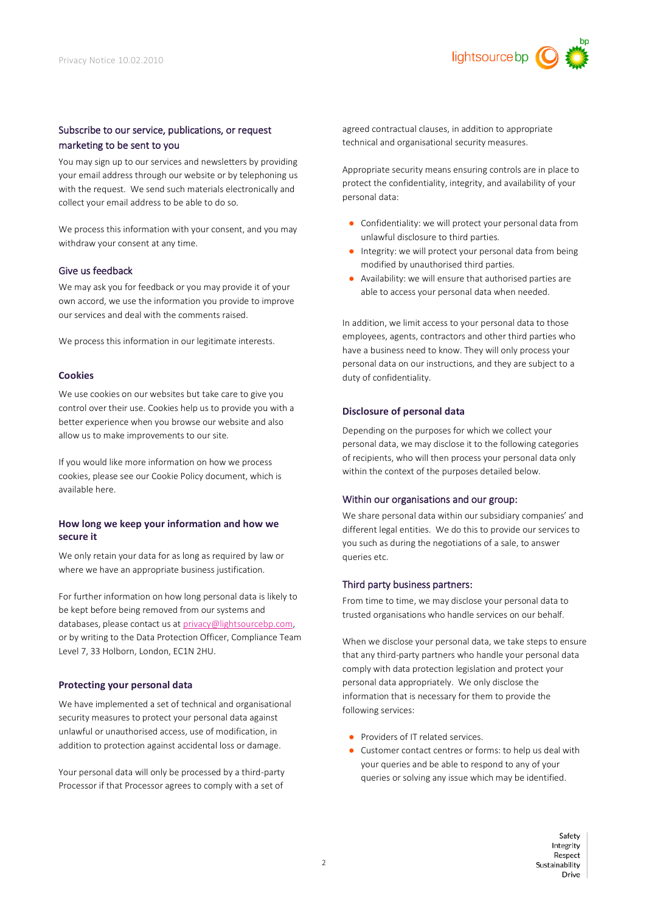### Subscribe to our service, publications, or request marketing to be sent to you

You may sign up to our services and newsletters by providing your email address through our website or by telephoning us with the request. We send such materials electronically and collect your email address to be able to do so.

We process this information with your consent, and you may withdraw your consent at any time.

### Give us feedback

We may ask you for feedback or you may provide it of your own accord, we use the information you provide to improve our services and deal with the comments raised.

We process this information in our legitimate interests.

## Cookies

We use cookies on our websites but take care to give you control over their use. Cookies help us to provide you with a better experience when you browse our website and also allow us to make improvements to our site.

If you would like more information on how we process cookies, please see our Cookie Policy document, which is available here.

## How long we keep your information and how we secure it

We only retain your data for as long as required by law or where we have an appropriate business justification.

For further information on how long personal data is likely to be kept before being removed from our systems and databases, please contact us at privacy@lightsourcebp.com, or by writing to the Data Protection Officer, Compliance Team Level 7, 33 Holborn, London, EC1N 2HU.

## Protecting your personal data

We have implemented a set of technical and organisational security measures to protect your personal data against unlawful or unauthorised access, use of modification, in addition to protection against accidental loss or damage.

Your personal data will only be processed by a third-party Processor if that Processor agrees to comply with a set of agreed contractual clauses, in addition to appropriate technical and organisational security measures.

Appropriate security means ensuring controls are in place to protect the confidentiality, integrity, and availability of your personal data:

- Confidentiality: we will protect your personal data from unlawful disclosure to third parties.
- Integrity: we will protect your personal data from being modified by unauthorised third parties.
- Availability: we will ensure that authorised parties are able to access your personal data when needed.

In addition, we limit access to your personal data to those employees, agents, contractors and other third parties who have a business need to know. They will only process your personal data on our instructions, and they are subject to a duty of confidentiality.

## Disclosure of personal data

Depending on the purposes for which we collect your personal data, we may disclose it to the following categories of recipients, who will then process your personal data only within the context of the purposes detailed below.

### Within our organisations and our group:

We share personal data within our subsidiary companies' and different legal entities. We do this to provide our services to you such as during the negotiations of a sale, to answer queries etc.

### Third party business partners:

From time to time, we may disclose your personal data to trusted organisations who handle services on our behalf.

When we disclose your personal data, we take steps to ensure that any third-party partners who handle your personal data comply with data protection legislation and protect your personal data appropriately. We only disclose the information that is necessary for them to provide the following services:

- Providers of IT related services.
- Customer contact centres or forms: to help us deal with your queries and be able to respond to any of your queries or solving any issue which may be identified.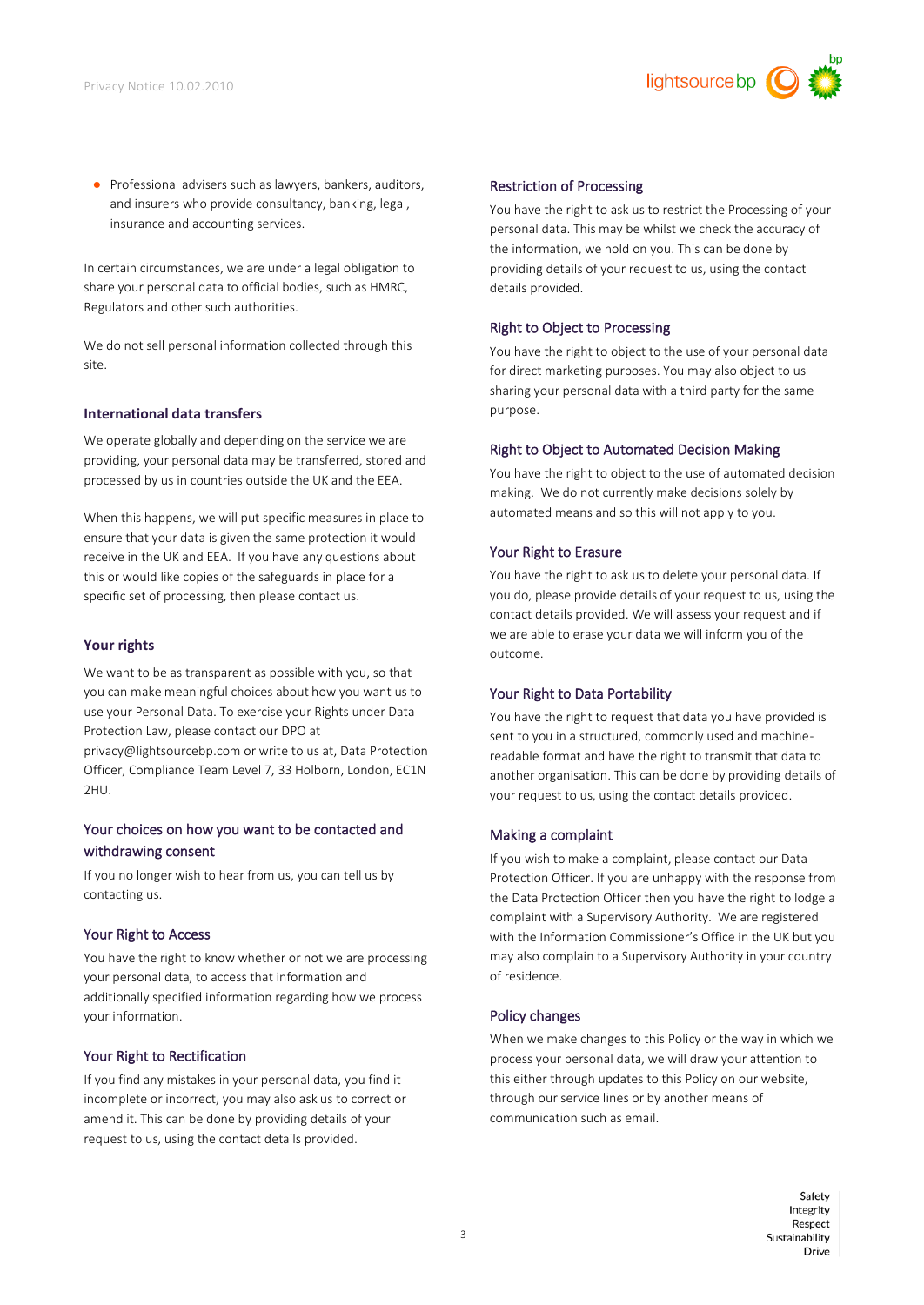- Professional advisers such as lawyers, bankers, auditors, and insurers who provide consultancy, banking, legal, insurance and accounting services.

In certain circumstances, we are under a legal obligation to share your personal data to official bodies, such as HMRC, Regulators and other such authorities.

We do not sell personal information collected through this site.

### International data transfers

We operate globally and depending on the service we are providing, your personal data may be transferred, stored and processed by us in countries outside the UK and the EEA.

When this happens, we will put specific measures in place to ensure that your data is given the same protection it would receive in the UK and EEA. If you have any questions about this or would like copies of the safeguards in place for a specific set of processing, then please contact us.

### Your rights

We want to be as transparent as possible with you, so that you can make meaningful choices about how you want us to use your Personal Data. To exercise your Rights under Data Protection Law, please contact our DPO at privacy@lightsourcebp.com or write to us at, Data Protection Officer, Compliance Team Level 7, 33 Holborn, London, EC1N 2HU.

#### Your choices on how you want to be contacted and withdrawing consent

If you no longer wish to hear from us, you can tell us by contacting us.

#### Your Right to Access

You have the right to know whether or not we are processing your personal data, to access that information and additionally specified information regarding how we process your information.

#### Your Right to Rectification

If you find any mistakes in your personal data, you find it incomplete or incorrect, you may also ask us to correct or amend it. This can be done by providing details of your request to us, using the contact details provided.

#### Restriction of Processing

You have the right to ask us to restrict the Processing of your personal data. This may be whilst we check the accuracy of the information, we hold on you. This can be done by providing details of your request to us, using the contact details provided.

#### Right to Object to Processing

You have the right to object to the use of your personal data for direct marketing purposes. You may also object to us sharing your personal data with a third party for the same purpose.

#### Right to Object to Automated Decision Making

You have the right to object to the use of automated decision making. We do not currently make decisions solely by automated means and so this will not apply to you.

#### Your Right to Erasure

You have the right to ask us to delete your personal data. If you do, please provide details of your request to us, using the contact details provided. We will assess your request and if we are able to erase your data we will inform you of the outcome.

#### Your Right to Data Portability

You have the right to request that data you have provided is sent to you in a structured, commonly used and machine-readable format and have the right to transmit that data to another organisation. This can be done by providing details of your request to us, using the contact details provided.

#### Making a complaint

If you wish to make a complaint, please contact our Data Protection Officer. If you are unhappy with the response from the Data Protection Officer then you have the right to lodge a complaint with a Supervisory Authority. We are registered with the Information Commissioner's Office in the UK but you may also complain to a Supervisory Authority in your country of residence.

#### Policy changes

When we make changes to this Policy or the way in which we process your personal data, we will draw your attention to this either through updates to this Policy on our website, through our service lines or by another means of communication such as email.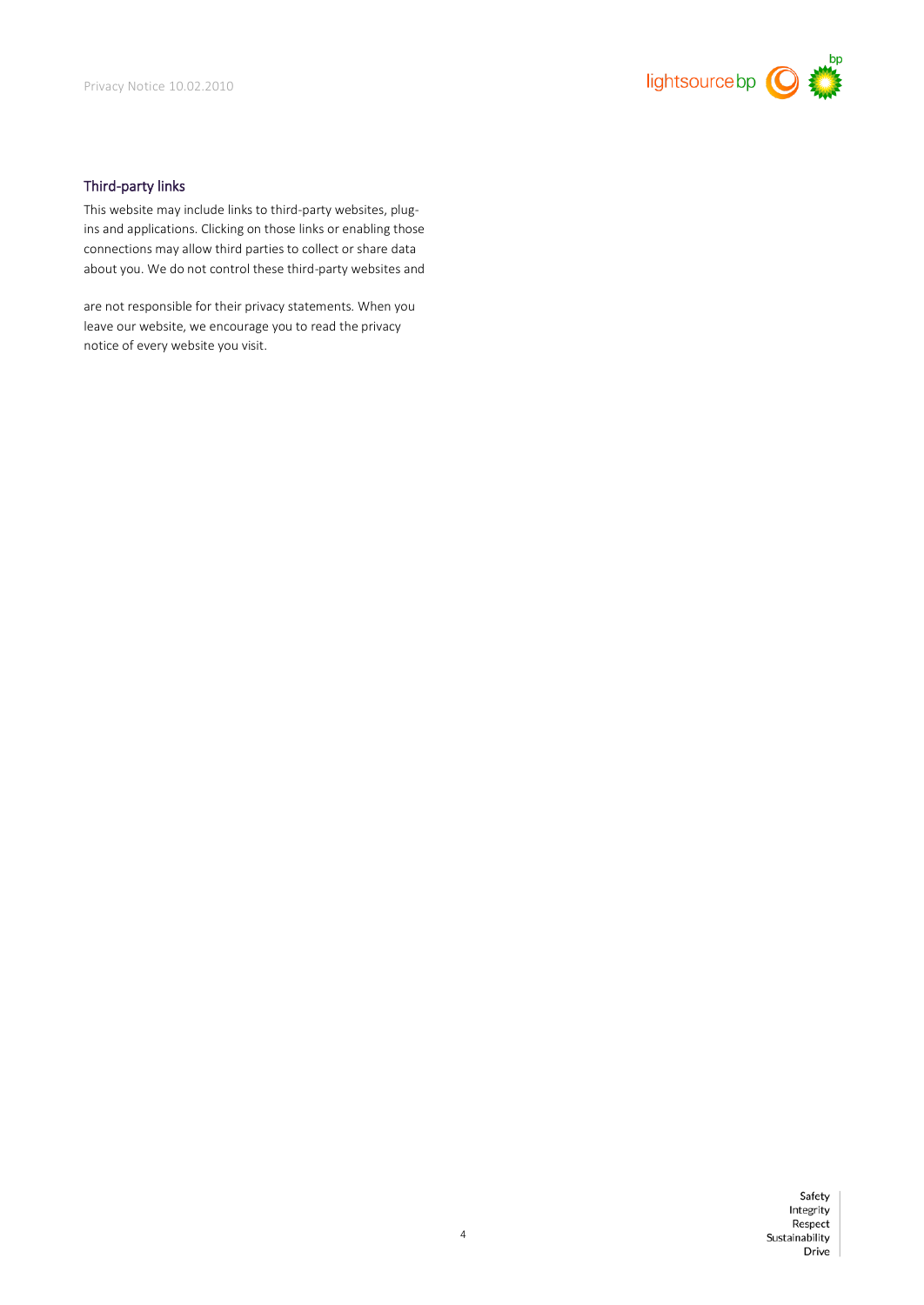## Third-party links

This website may include links to third-party websites, plug-ins and applications. Clicking on those links or enabling those connections may allow third parties to collect or share data about you. We do not control these third-party websites and are not responsible for their privacy statements. When you leave our website, we encourage you to read the privacy notice of every website you visit.